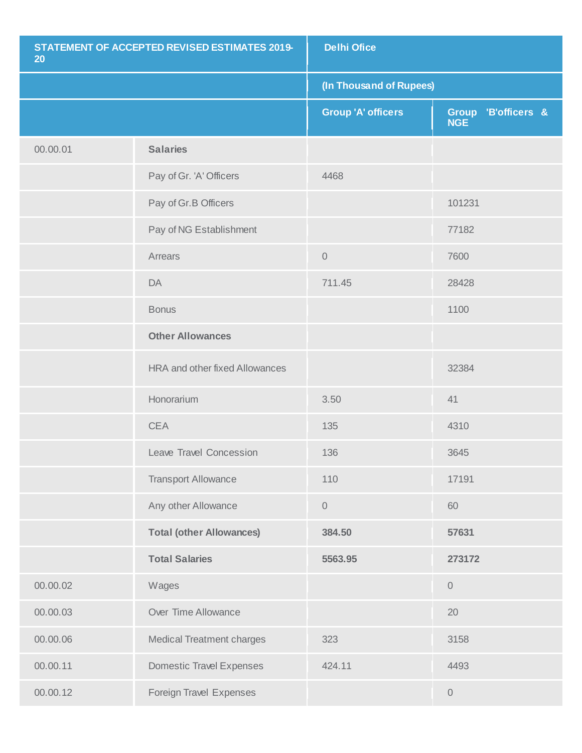| STATEMENT OF ACCEPTED REVISED ESTIMATES 2019-20 | | Delhi Ofice | |
|---|---|---|---|
| | | (In Thousand of Rupees) | |
| | | Group 'A' officers | Group 'B'officers & NGE |
| 00.00.01 | **Salaries** | | |
| | Pay of Gr. 'A' Officers | 4468 | |
| | Pay of Gr.B Officers | | 101231 |
| | Pay of NG Establishment | | 77182 |
| | Arrears | 0 | 7600 |
| | DA | 711.45 | 28428 |
| | Bonus | | 1100 |
| | **Other Allowances** | | |
| | HRA and other fixed Allowances | | 32384 |
| | Honorarium | 3.50 | 41 |
| | CEA | 135 | 4310 |
| | Leave Travel Concession | 136 | 3645 |
| | Transport Allowance | 110 | 17191 |
| | Any other Allowance | 0 | 60 |
| | **Total (other Allowances)** | **384.50** | **57631** |
| | **Total Salaries** | **5563.95** | **273172** |
| 00.00.02 | Wages | | 0 |
| 00.00.03 | Over Time Allowance | | 20 |
| 00.00.06 | Medical Treatment charges | 323 | 3158 |
| 00.00.11 | Domestic Travel Expenses | 424.11 | 4493 |
| 00.00.12 | Foreign Travel Expenses | | 0 |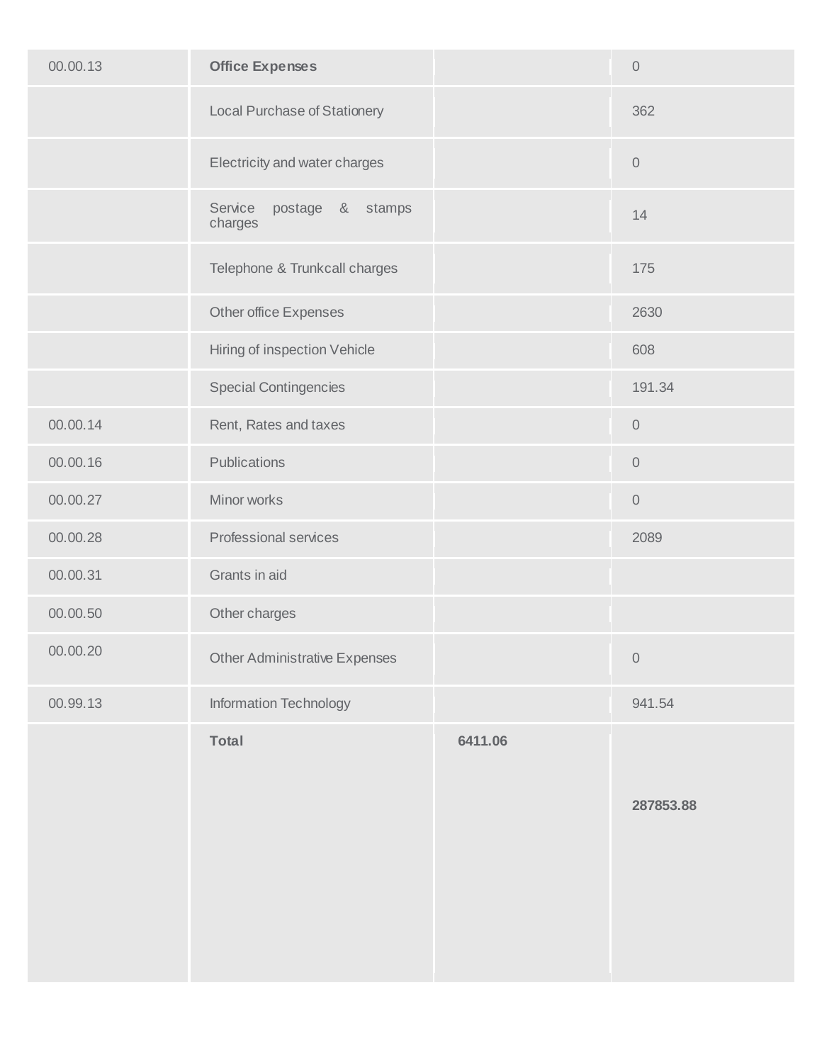| | | | |
|---|---|---|---|
| 00.00.13 | **Office Expenses** | | 0 |
| | Local Purchase of Stationery | | 362 |
| | Electricity and water charges | | 0 |
| | Service postage & stamps charges | | 14 |
| | Telephone & Trunkcall charges | | 175 |
| | Other office Expenses | | 2630 |
| | Hiring of inspection Vehicle | | 608 |
| | Special Contingencies | | 191.34 |
| 00.00.14 | Rent, Rates and taxes | | 0 |
| 00.00.16 | Publications | | 0 |
| 00.00.27 | Minor works | | 0 |
| 00.00.28 | Professional services | | 2089 |
| 00.00.31 | Grants in aid | | |
| 00.00.50 | Other charges | | |
| 00.00.20 | Other Administrative Expenses | | 0 |
| 00.99.13 | Information Technology | | 941.54 |
| | **Total** | **6411.06** | **287853.88** |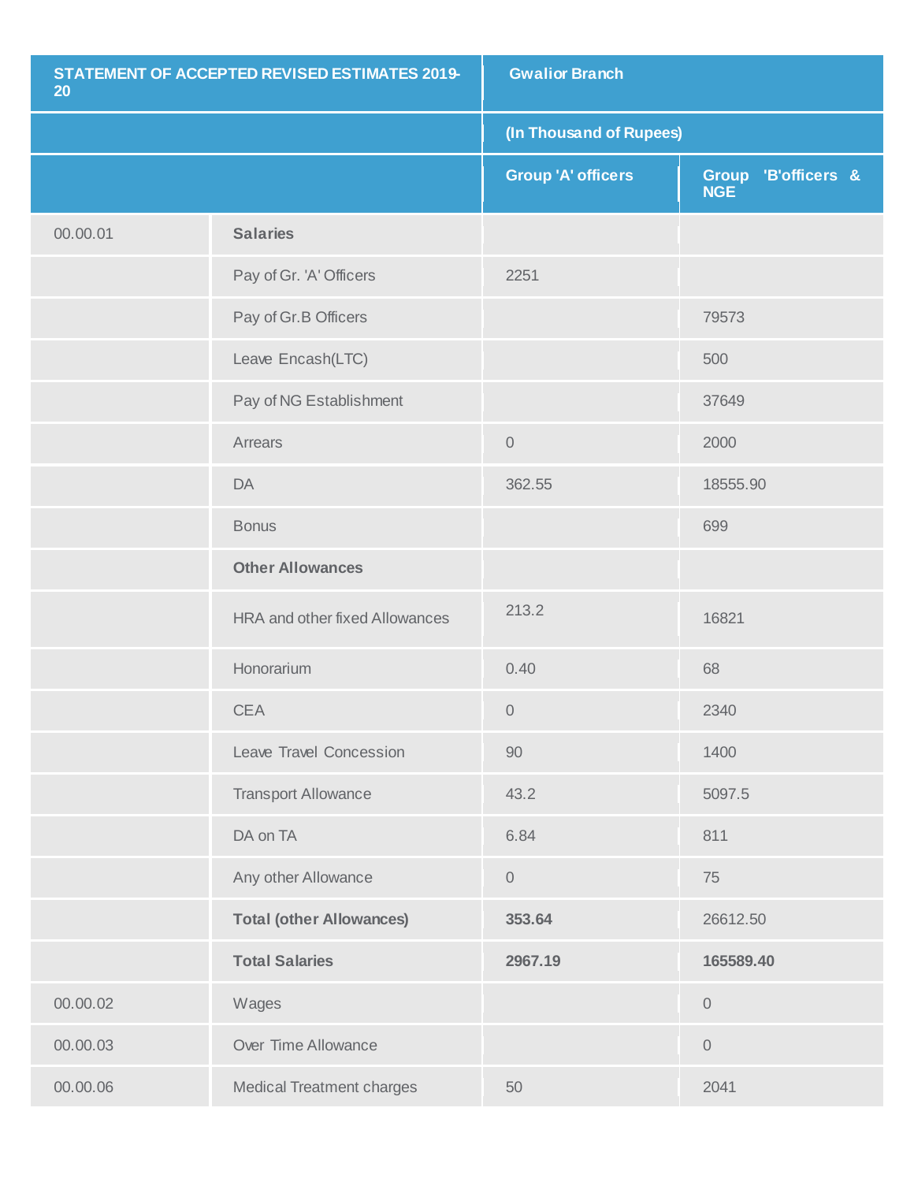| STATEMENT OF ACCEPTED REVISED ESTIMATES 2019-20 | | Gwalior Branch | |
|---|---|---|---|
| | | (In Thousand of Rupees) | |
| | | Group 'A' officers | Group 'B'officers & NGE |
| 00.00.01 | **Salaries** | | |
| | Pay of Gr. 'A' Officers | 2251 | |
| | Pay of Gr.B Officers | | 79573 |
| | Leave Encash(LTC) | | 500 |
| | Pay of NG Establishment | | 37649 |
| | Arrears | 0 | 2000 |
| | DA | 362.55 | 18555.90 |
| | Bonus | | 699 |
| | **Other Allowances** | | |
| | HRA and other fixed Allowances | 213.2 | 16821 |
| | Honorarium | 0.40 | 68 |
| | CEA | 0 | 2340 |
| | Leave Travel Concession | 90 | 1400 |
| | Transport Allowance | 43.2 | 5097.5 |
| | DA on TA | 6.84 | 811 |
| | Any other Allowance | 0 | 75 |
| | **Total (other Allowances)** | **353.64** | 26612.50 |
| | **Total Salaries** | **2967.19** | **165589.40** |
| 00.00.02 | Wages | | 0 |
| 00.00.03 | Over Time Allowance | | 0 |
| 00.00.06 | Medical Treatment charges | 50 | 2041 |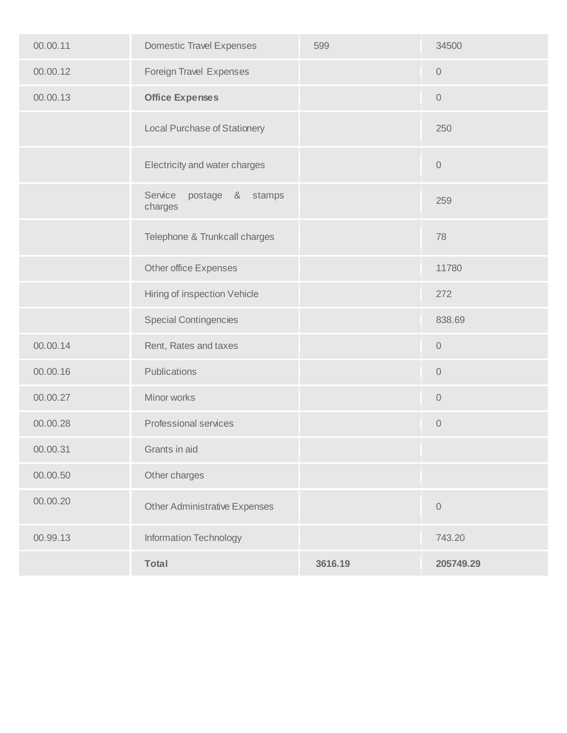| | | | |
|---|---|---|---|
| 00.00.11 | Domestic Travel Expenses | 599 | 34500 |
| 00.00.12 | Foreign Travel Expenses | | 0 |
| 00.00.13 | **Office Expenses** | | 0 |
| | Local Purchase of Stationery | | 250 |
| | Electricity and water charges | | 0 |
| | Service postage & stamps charges | | 259 |
| | Telephone & Trunkcall charges | | 78 |
| | Other office Expenses | | 11780 |
| | Hiring of inspection Vehicle | | 272 |
| | Special Contingencies | | 838.69 |
| 00.00.14 | Rent, Rates and taxes | | 0 |
| 00.00.16 | Publications | | 0 |
| 00.00.27 | Minor works | | 0 |
| 00.00.28 | Professional services | | 0 |
| 00.00.31 | Grants in aid | | |
| 00.00.50 | Other charges | | |
| 00.00.20 | Other Administrative Expenses | | 0 |
| 00.99.13 | Information Technology | | 743.20 |
| | **Total** | **3616.19** | **205749.29** |